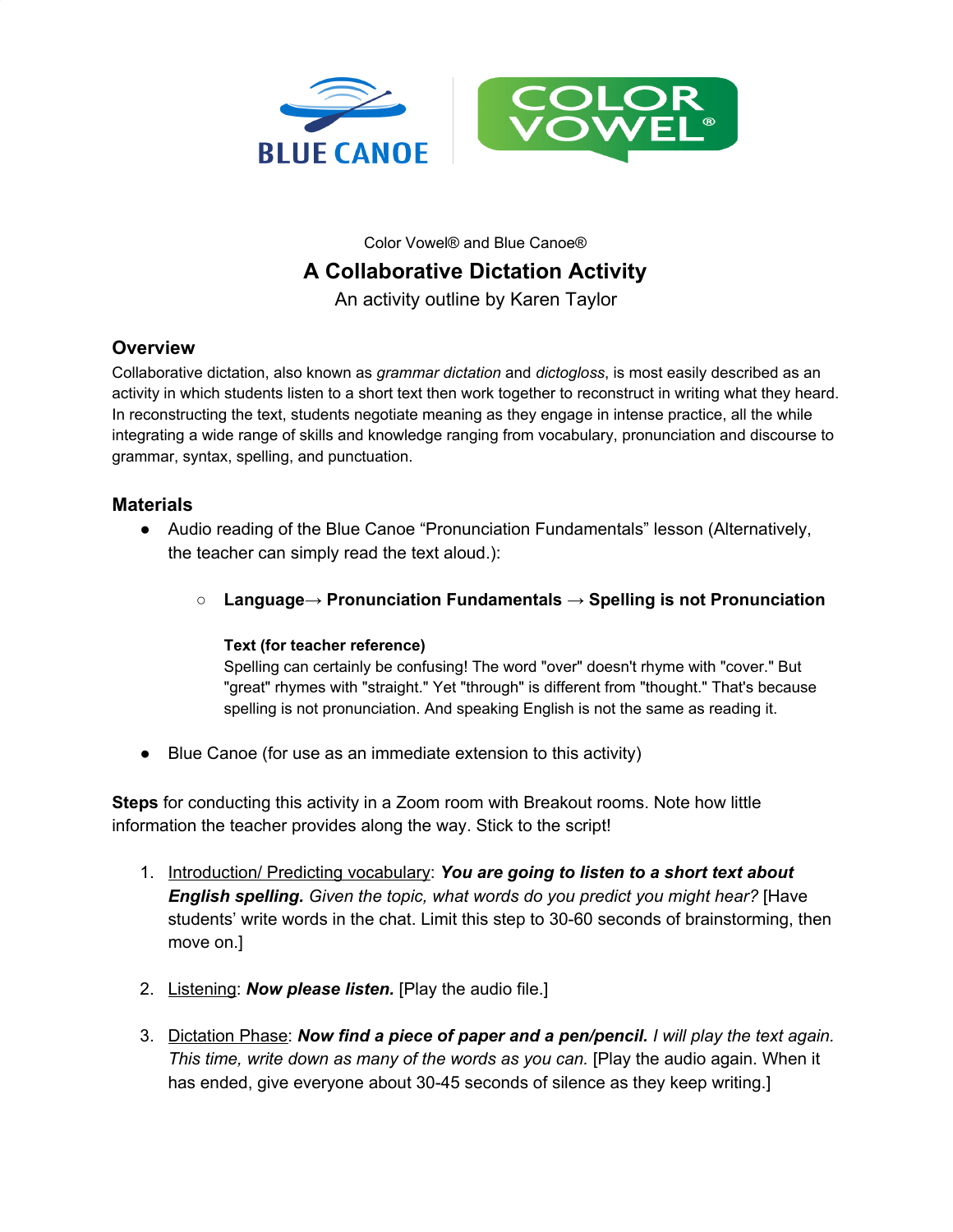Color Vowel® and Blue Canoe®

# A Collaborative Dictation Activity

An activity outline by Karen Taylor

## Overview

Collaborative dictation, also known as *grammar dictation* and *dictogloss*, is most easily described as an activity in which students listen to a short text then work together to reconstruct in writing what they heard. In reconstructing the text, students negotiate meaning as they engage in intense practice, all the while integrating a wide range of skills and knowledge ranging from vocabulary, pronunciation and discourse to grammar, syntax, spelling, and punctuation.

## Materials

- Audio reading of the Blue Canoe "Pronunciation Fundamentals" lesson (Alternatively, the teacher can simply read the text aloud.):
    - **Language→ Pronunciation Fundamentals → Spelling is not Pronunciation**

      **Text (for teacher reference)**
      Spelling can certainly be confusing! The word "over" doesn't rhyme with "cover." But "great" rhymes with "straight." Yet "through" is different from "thought." That's because spelling is not pronunciation. And speaking English is not the same as reading it.

- Blue Canoe (for use as an immediate extension to this activity)

**Steps** for conducting this activity in a Zoom room with Breakout rooms. Note how little information the teacher provides along the way. Stick to the script!

1. Introduction/ Predicting vocabulary: ***You are going to listen to a short text about English spelling.*** *Given the topic, what words do you predict you might hear?* [Have students' write words in the chat. Limit this step to 30-60 seconds of brainstorming, then move on.]

2. Listening: ***Now please listen.*** [Play the audio file.]

3. Dictation Phase: ***Now find a piece of paper and a pen/pencil.*** *I will play the text again. This time, write down as many of the words as you can.* [Play the audio again. When it has ended, give everyone about 30-45 seconds of silence as they keep writing.]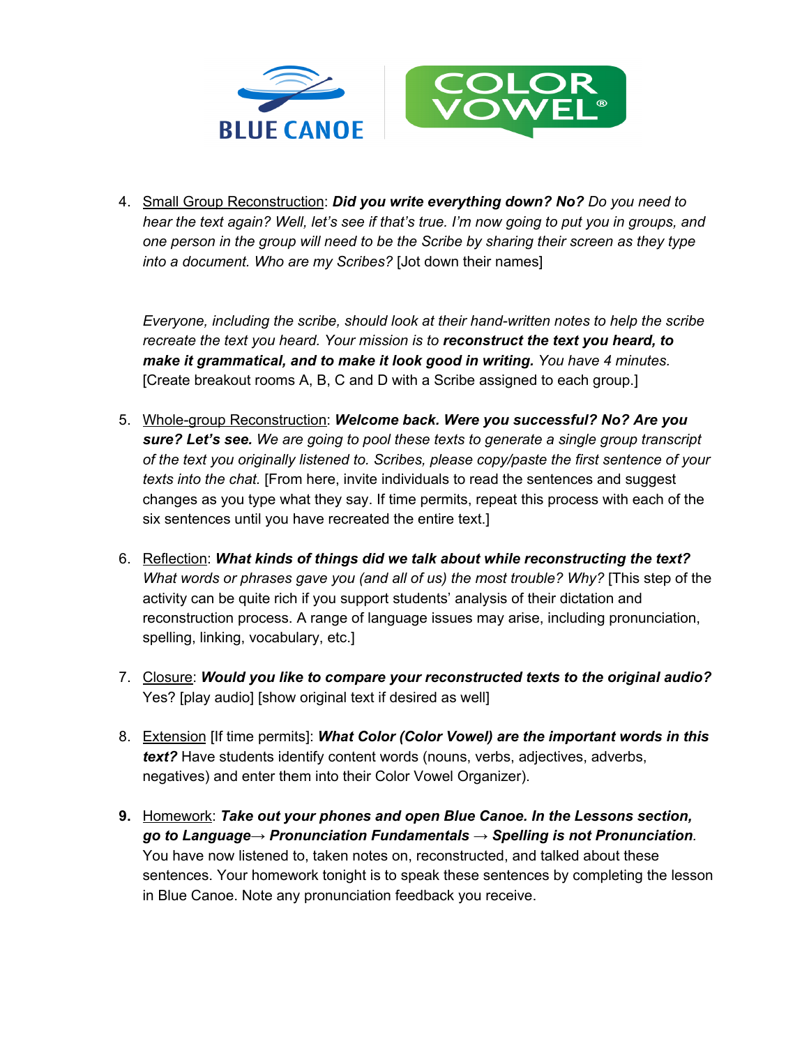4. <u>Small Group Reconstruction</u>: ***Did you write everything down? No?*** *Do you need to hear the text again? Well, let's see if that's true. I'm now going to put you in groups, and one person in the group will need to be the Scribe by sharing their screen as they type into a document. Who are my Scribes?* [Jot down their names]

   *Everyone, including the scribe, should look at their hand-written notes to help the scribe recreate the text you heard. Your mission is to* ***reconstruct the text you heard, to make it grammatical, and to make it look good in writing.*** *You have 4 minutes.* [Create breakout rooms A, B, C and D with a Scribe assigned to each group.]

5. <u>Whole-group Reconstruction</u>: ***Welcome back. Were you successful? No? Are you sure? Let's see.*** *We are going to pool these texts to generate a single group transcript of the text you originally listened to. Scribes, please copy/paste the first sentence of your texts into the chat.* [From here, invite individuals to read the sentences and suggest changes as you type what they say. If time permits, repeat this process with each of the six sentences until you have recreated the entire text.]

6. <u>Reflection</u>: ***What kinds of things did we talk about while reconstructing the text?*** *What words or phrases gave you (and all of us) the most trouble? Why?* [This step of the activity can be quite rich if you support students' analysis of their dictation and reconstruction process. A range of language issues may arise, including pronunciation, spelling, linking, vocabulary, etc.]

7. <u>Closure</u>: ***Would you like to compare your reconstructed texts to the original audio?*** Yes? [play audio] [show original text if desired as well]

8. <u>Extension</u> [If time permits]: ***What Color (Color Vowel) are the important words in this text?*** Have students identify content words (nouns, verbs, adjectives, adverbs, negatives) and enter them into their Color Vowel Organizer).

9. <u>Homework</u>: ***Take out your phones and open Blue Canoe. In the Lessons section, go to Language→ Pronunciation Fundamentals → Spelling is not Pronunciation****.* You have now listened to, taken notes on, reconstructed, and talked about these sentences. Your homework tonight is to speak these sentences by completing the lesson in Blue Canoe. Note any pronunciation feedback you receive.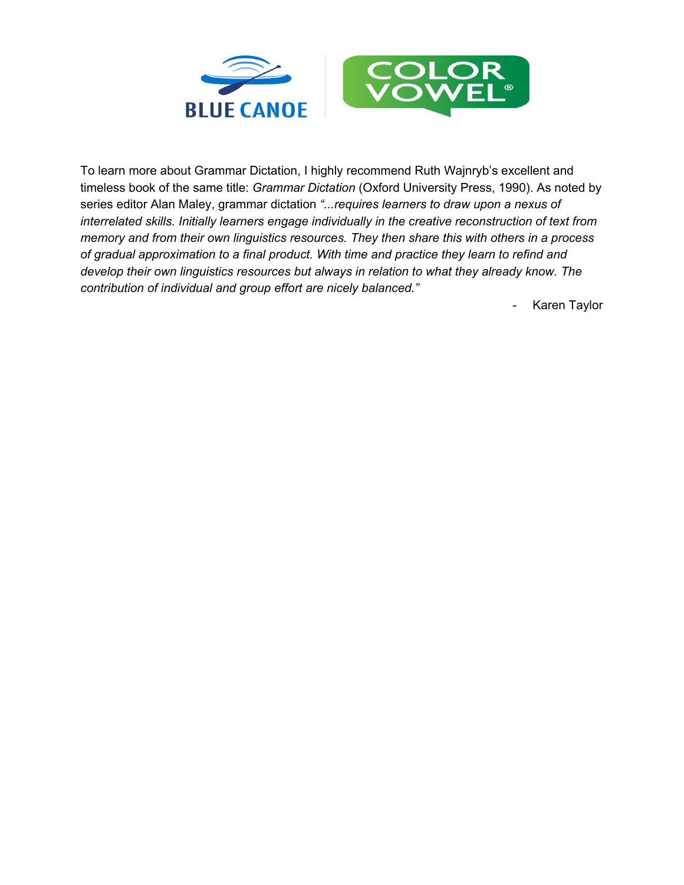To learn more about Grammar Dictation, I highly recommend Ruth Wajnryb's excellent and timeless book of the same title: *Grammar Dictation* (Oxford University Press, 1990). As noted by series editor Alan Maley, grammar dictation *"...requires learners to draw upon a nexus of interrelated skills. Initially learners engage individually in the creative reconstruction of text from memory and from their own linguistics resources. They then share this with others in a process of gradual approximation to a final product. With time and practice they learn to refind and develop their own linguistics resources but always in relation to what they already know. The contribution of individual and group effort are nicely balanced."*

\- Karen Taylor